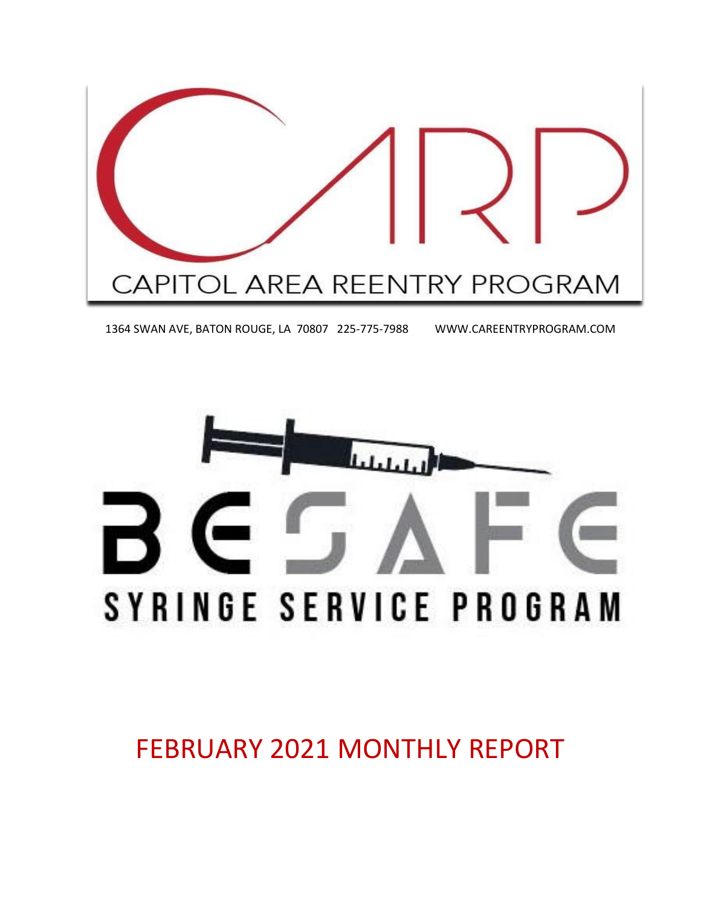# CARP

CAPITOL AREA REENTRY PROGRAM

1364 SWAN AVE, BATON ROUGE, LA 70807 225-775-7988 WWW.CAREENTRYPROGRAM.COM

# BE SAFE

## SYRINGE SERVICE PROGRAM

# FEBRUARY 2021 MONTHLY REPORT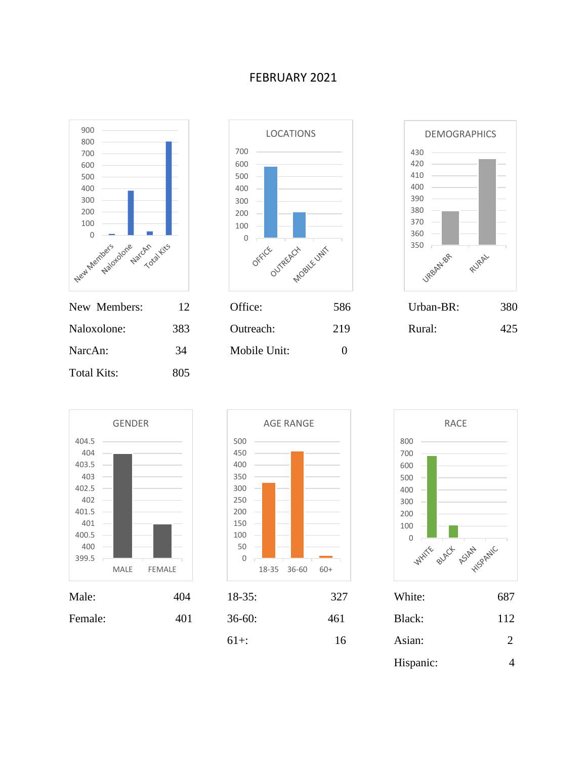# FEBRUARY 2021

| | |
|---|---|
| New Members: | 12 |
| Naloxolone: | 383 |
| NarcAn: | 34 |
| Total Kits: | 805 |

## LOCATIONS

| | |
|---|---|
| Office: | 586 |
| Outreach: | 219 |
| Mobile Unit: | 0 |

## DEMOGRAPHICS

| | |
|---|---|
| Urban-BR: | 380 |
| Rural: | 425 |

## GENDER

| | |
|---|---|
| Male: | 404 |
| Female: | 401 |

## AGE RANGE

| | |
|---|---|
| 18-35: | 327 |
| 36-60: | 461 |
| 61+: | 16 |

## RACE

| | |
|---|---|
| White: | 687 |
| Black: | 112 |
| Asian: | 2 |
| Hispanic: | 4 |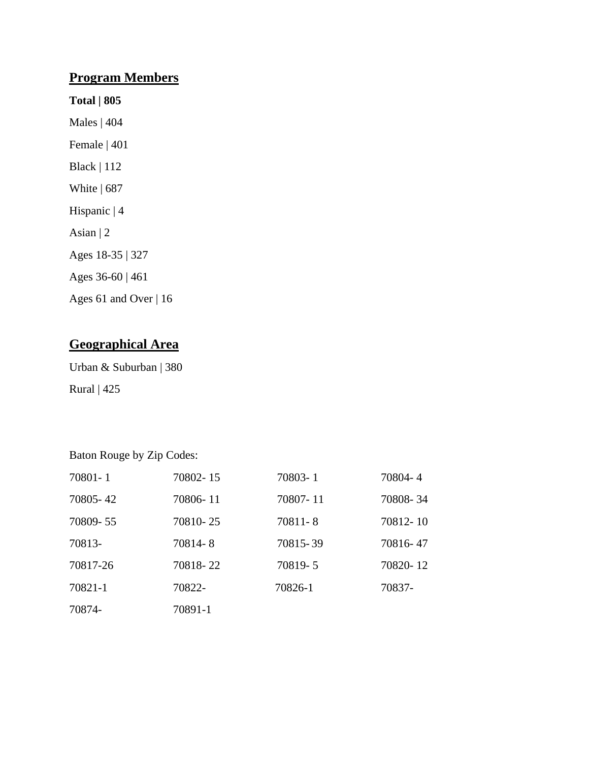## Program Members

**Total | 805**

Males | 404

Female | 401

Black | 112

White | 687

Hispanic | 4

Asian | 2

Ages 18-35 | 327

Ages 36-60 | 461

Ages 61 and Over | 16

## Geographical Area

Urban & Suburban | 380

Rural | 425

Baton Rouge by Zip Codes:

| | | | |
|---|---|---|---|
| 70801- 1 | 70802- 15 | 70803- 1 | 70804- 4 |
| 70805- 42 | 70806- 11 | 70807- 11 | 70808- 34 |
| 70809- 55 | 70810- 25 | 70811- 8 | 70812- 10 |
| 70813- | 70814- 8 | 70815- 39 | 70816- 47 |
| 70817-26 | 70818- 22 | 70819- 5 | 70820- 12 |
| 70821-1 | 70822- | 70826-1 | 70837- |
| 70874- | 70891-1 | | |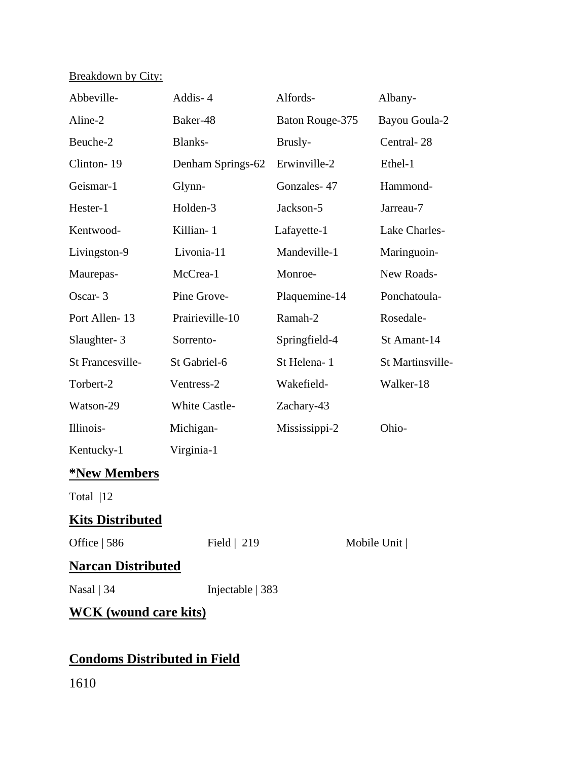Breakdown by City:

| | | | |
|---|---|---|---|
| Abbeville- | Addis- 4 | Alfords- | Albany- |
| Aline-2 | Baker-48 | Baton Rouge-375 | Bayou Goula-2 |
| Beuche-2 | Blanks- | Brusly- | Central- 28 |
| Clinton- 19 | Denham Springs-62 | Erwinville-2 | Ethel-1 |
| Geismar-1 | Glynn- | Gonzales- 47 | Hammond- |
| Hester-1 | Holden-3 | Jackson-5 | Jarreau-7 |
| Kentwood- | Killian- 1 | Lafayette-1 | Lake Charles- |
| Livingston-9 | Livonia-11 | Mandeville-1 | Maringuoin- |
| Maurepas- | McCrea-1 | Monroe- | New Roads- |
| Oscar- 3 | Pine Grove- | Plaquemine-14 | Ponchatoula- |
| Port Allen- 13 | Prairieville-10 | Ramah-2 | Rosedale- |
| Slaughter- 3 | Sorrento- | Springfield-4 | St Amant-14 |
| St Francesville- | St Gabriel-6 | St Helena- 1 | St Martinsville- |
| Torbert-2 | Ventress-2 | Wakefield- | Walker-18 |
| Watson-29 | White Castle- | Zachary-43 | |
| Illinois- | Michigan- | Mississippi-2 | Ohio- |
| Kentucky-1 | Virginia-1 | | |

## *New Members

Total |12

## Kits Distributed

Office | 586 Field | 219 Mobile Unit |

## Narcan Distributed

Nasal | 34 Injectable | 383

## WCK (wound care kits)

## Condoms Distributed in Field

1610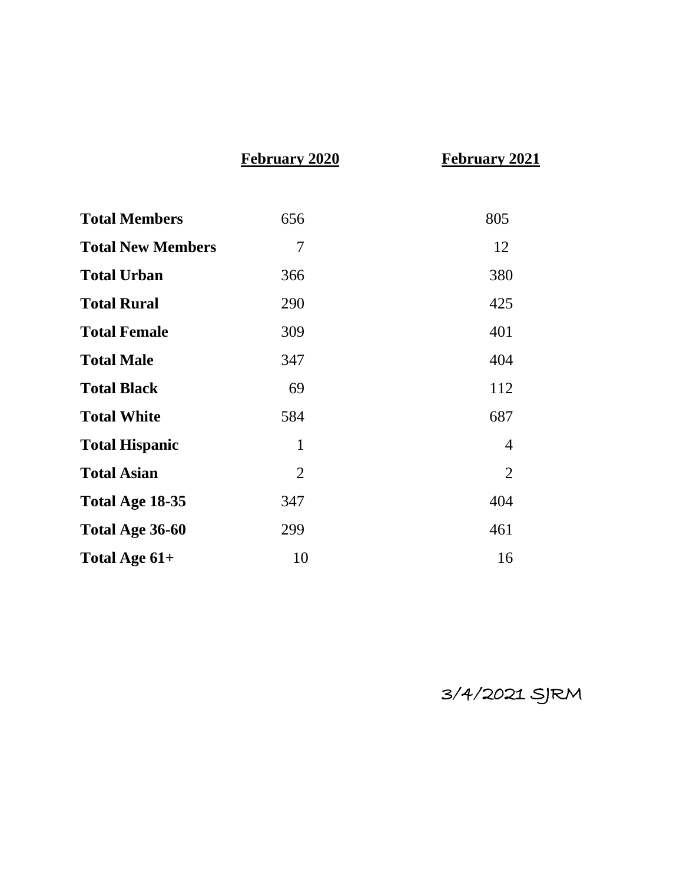| | February 2020 | February 2021 |
|---|---|---|
| **Total Members** | 656 | 805 |
| **Total New Members** | 7 | 12 |
| **Total Urban** | 366 | 380 |
| **Total Rural** | 290 | 425 |
| **Total Female** | 309 | 401 |
| **Total Male** | 347 | 404 |
| **Total Black** | 69 | 112 |
| **Total White** | 584 | 687 |
| **Total Hispanic** | 1 | 4 |
| **Total Asian** | 2 | 2 |
| **Total Age 18-35** | 347 | 404 |
| **Total Age 36-60** | 299 | 461 |
| **Total Age 61+** | 10 | 16 |

3/4/2021 SJRM